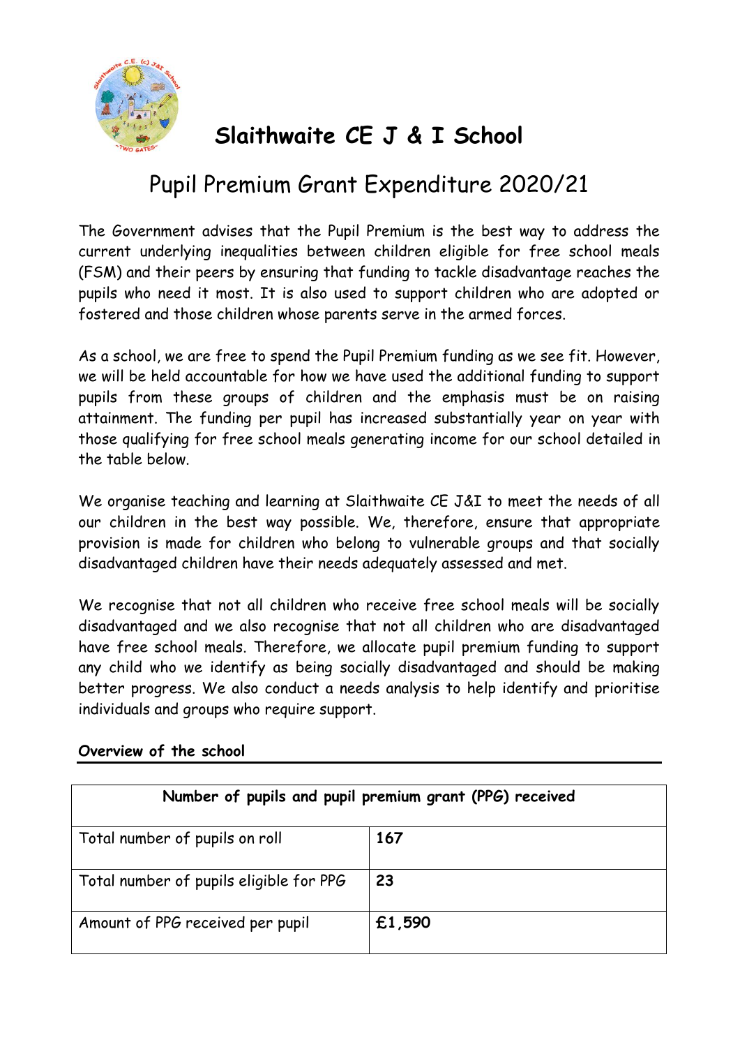# Slaithwaite CE J & I School

## Pupil Premium Grant Expenditure 2020/21

The Government advises that the Pupil Premium is the best way to address the current underlying inequalities between children eligible for free school meals (FSM) and their peers by ensuring that funding to tackle disadvantage reaches the pupils who need it most. It is also used to support children who are adopted or fostered and those children whose parents serve in the armed forces.

As a school, we are free to spend the Pupil Premium funding as we see fit. However, we will be held accountable for how we have used the additional funding to support pupils from these groups of children and the emphasis must be on raising attainment. The funding per pupil has increased substantially year on year with those qualifying for free school meals generating income for our school detailed in the table below.

We organise teaching and learning at Slaithwaite CE J&I to meet the needs of all our children in the best way possible. We, therefore, ensure that appropriate provision is made for children who belong to vulnerable groups and that socially disadvantaged children have their needs adequately assessed and met.

We recognise that not all children who receive free school meals will be socially disadvantaged and we also recognise that not all children who are disadvantaged have free school meals. Therefore, we allocate pupil premium funding to support any child who we identify as being socially disadvantaged and should be making better progress. We also conduct a needs analysis to help identify and prioritise individuals and groups who require support.

**Overview of the school**

| Number of pupils and pupil premium grant (PPG) received | |
|---|---|
| Total number of pupils on roll | **167** |
| Total number of pupils eligible for PPG | **23** |
| Amount of PPG received per pupil | **£1,590** |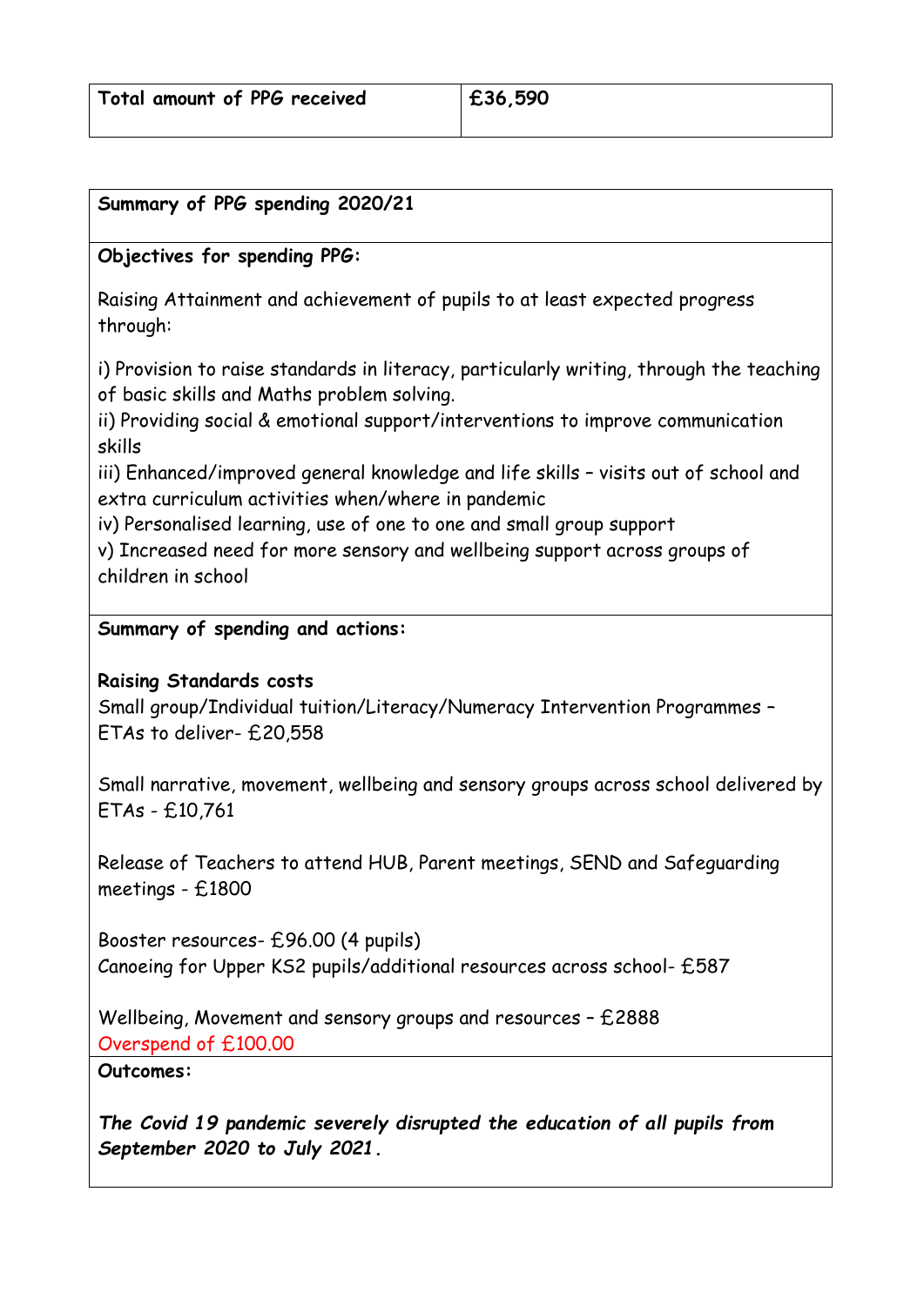| Total amount of PPG received | £36,590 |
| --- | --- |

| Summary of PPG spending 2020/21 |
| --- |
| **Objectives for spending PPG:**<br><br>Raising Attainment and achievement of pupils to at least expected progress through:<br><br>i) Provision to raise standards in literacy, particularly writing, through the teaching of basic skills and Maths problem solving.<br>ii) Providing social & emotional support/interventions to improve communication skills<br>iii) Enhanced/improved general knowledge and life skills – visits out of school and extra curriculum activities when/where in pandemic<br>iv) Personalised learning, use of one to one and small group support<br>v) Increased need for more sensory and wellbeing support across groups of children in school |
| **Summary of spending and actions:**<br><br>**Raising Standards costs**<br>Small group/Individual tuition/Literacy/Numeracy Intervention Programmes – ETAs to deliver- £20,558<br><br>Small narrative, movement, wellbeing and sensory groups across school delivered by ETAs - £10,761<br><br>Release of Teachers to attend HUB, Parent meetings, SEND and Safeguarding meetings - £1800<br><br>Booster resources- £96.00 (4 pupils)<br>Canoeing for Upper KS2 pupils/additional resources across school- £587<br><br>Wellbeing, Movement and sensory groups and resources – £2888<br>Overspend of £100.00 |
| **Outcomes:**<br><br>***The Covid 19 pandemic severely disrupted the education of all pupils from September 2020 to July 2021.*** |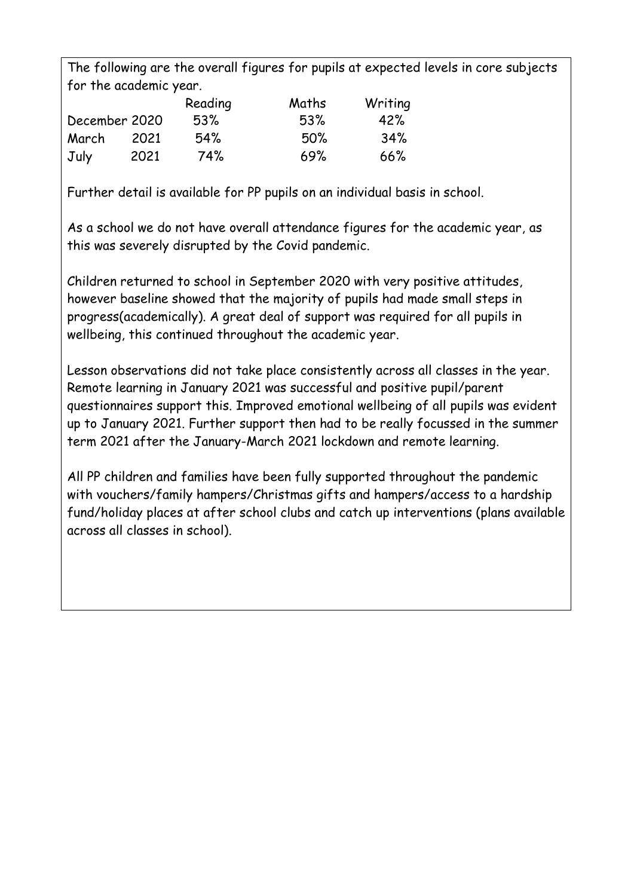The following are the overall figures for pupils at expected levels in core subjects for the academic year.

| | Reading | Maths | Writing |
|---|---|---|---|
| December 2020 | 53% | 53% | 42% |
| March 2021 | 54% | 50% | 34% |
| July 2021 | 74% | 69% | 66% |

Further detail is available for PP pupils on an individual basis in school.

As a school we do not have overall attendance figures for the academic year, as this was severely disrupted by the Covid pandemic.

Children returned to school in September 2020 with very positive attitudes, however baseline showed that the majority of pupils had made small steps in progress(academically). A great deal of support was required for all pupils in wellbeing, this continued throughout the academic year.

Lesson observations did not take place consistently across all classes in the year. Remote learning in January 2021 was successful and positive pupil/parent questionnaires support this. Improved emotional wellbeing of all pupils was evident up to January 2021. Further support then had to be really focussed in the summer term 2021 after the January-March 2021 lockdown and remote learning.

All PP children and families have been fully supported throughout the pandemic with vouchers/family hampers/Christmas gifts and hampers/access to a hardship fund/holiday places at after school clubs and catch up interventions (plans available across all classes in school).